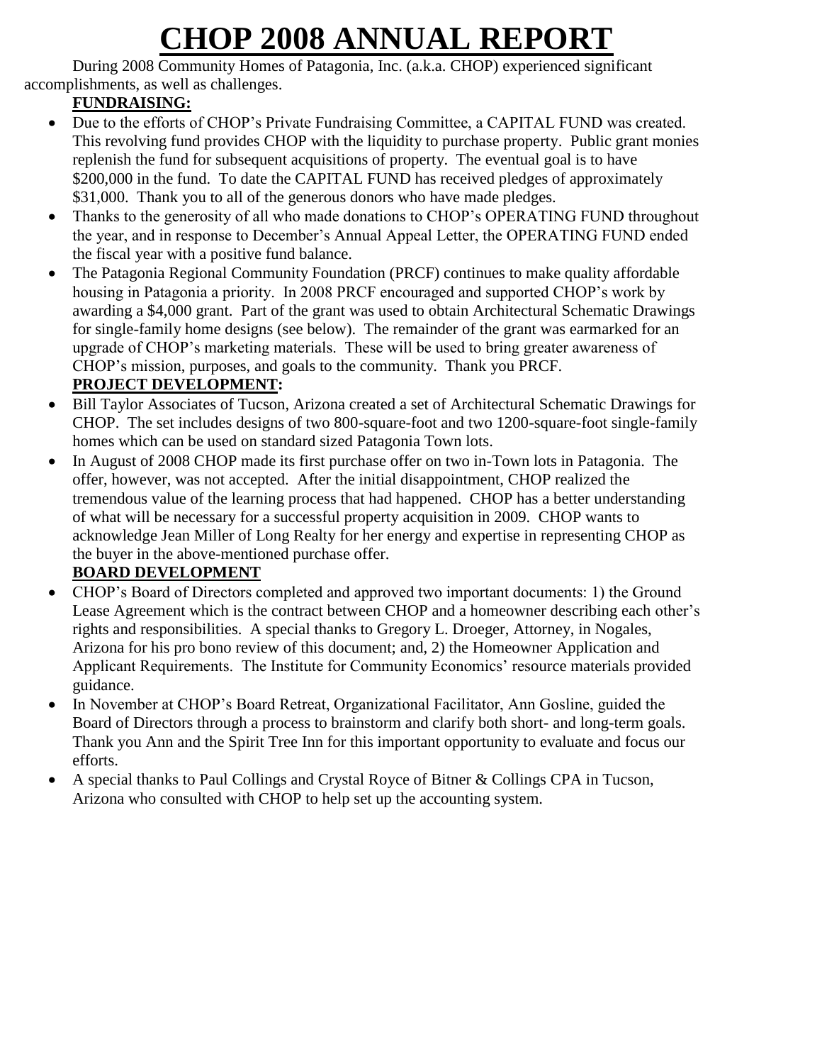# CHOP 2008 ANNUAL REPORT

During 2008 Community Homes of Patagonia, Inc. (a.k.a. CHOP) experienced significant accomplishments, as well as challenges.

## FUNDRAISING:

- Due to the efforts of CHOP's Private Fundraising Committee, a CAPITAL FUND was created. This revolving fund provides CHOP with the liquidity to purchase property. Public grant monies replenish the fund for subsequent acquisitions of property. The eventual goal is to have $200,000 in the fund. To date the CAPITAL FUND has received pledges of approximately $31,000. Thank you to all of the generous donors who have made pledges.
- Thanks to the generosity of all who made donations to CHOP's OPERATING FUND throughout the year, and in response to December's Annual Appeal Letter, the OPERATING FUND ended the fiscal year with a positive fund balance.
- The Patagonia Regional Community Foundation (PRCF) continues to make quality affordable housing in Patagonia a priority. In 2008 PRCF encouraged and supported CHOP's work by awarding a $4,000 grant. Part of the grant was used to obtain Architectural Schematic Drawings for single-family home designs (see below). The remainder of the grant was earmarked for an upgrade of CHOP's marketing materials. These will be used to bring greater awareness of CHOP's mission, purposes, and goals to the community. Thank you PRCF.

## PROJECT DEVELOPMENT:

- Bill Taylor Associates of Tucson, Arizona created a set of Architectural Schematic Drawings for CHOP. The set includes designs of two 800-square-foot and two 1200-square-foot single-family homes which can be used on standard sized Patagonia Town lots.
- In August of 2008 CHOP made its first purchase offer on two in-Town lots in Patagonia. The offer, however, was not accepted. After the initial disappointment, CHOP realized the tremendous value of the learning process that had happened. CHOP has a better understanding of what will be necessary for a successful property acquisition in 2009. CHOP wants to acknowledge Jean Miller of Long Realty for her energy and expertise in representing CHOP as the buyer in the above-mentioned purchase offer.

## BOARD DEVELOPMENT

- CHOP's Board of Directors completed and approved two important documents: 1) the Ground Lease Agreement which is the contract between CHOP and a homeowner describing each other's rights and responsibilities. A special thanks to Gregory L. Droeger, Attorney, in Nogales, Arizona for his pro bono review of this document; and, 2) the Homeowner Application and Applicant Requirements. The Institute for Community Economics' resource materials provided guidance.
- In November at CHOP's Board Retreat, Organizational Facilitator, Ann Gosline, guided the Board of Directors through a process to brainstorm and clarify both short- and long-term goals. Thank you Ann and the Spirit Tree Inn for this important opportunity to evaluate and focus our efforts.
- A special thanks to Paul Collings and Crystal Royce of Bitner & Collings CPA in Tucson, Arizona who consulted with CHOP to help set up the accounting system.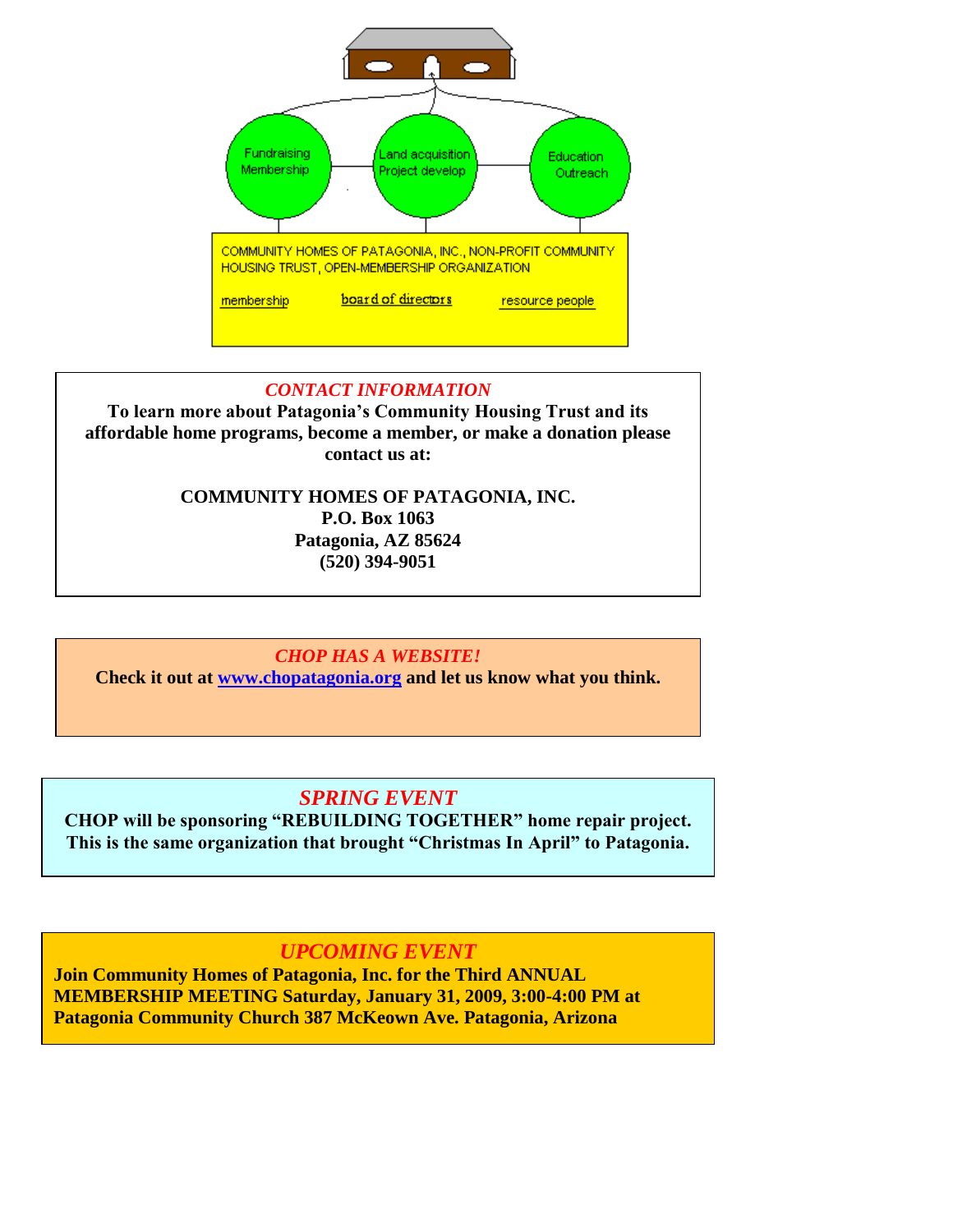Fundraising Membership

Land acquisition Project develop

Education Outreach

COMMUNITY HOMES OF PATAGONIA, INC., NON-PROFIT COMMUNITY HOUSING TRUST, OPEN-MEMBERSHIP ORGANIZATION

membership | board of directors | resource people

## *CONTACT INFORMATION*

**To learn more about Patagonia's Community Housing Trust and its affordable home programs, become a member, or make a donation please contact us at:**

**COMMUNITY HOMES OF PATAGONIA, INC.**
**P.O. Box 1063**
**Patagonia, AZ 85624**
**(520) 394-9051**

## *CHOP HAS A WEBSITE!*

**Check it out at [www.chopatagonia.org](http://www.chopatagonia.org) and let us know what you think.**

## *SPRING EVENT*

**CHOP will be sponsoring "REBUILDING TOGETHER" home repair project. This is the same organization that brought "Christmas In April" to Patagonia.**

## *UPCOMING EVENT*

**Join Community Homes of Patagonia, Inc. for the Third ANNUAL MEMBERSHIP MEETING Saturday, January 31, 2009, 3:00-4:00 PM at Patagonia Community Church 387 McKeown Ave. Patagonia, Arizona**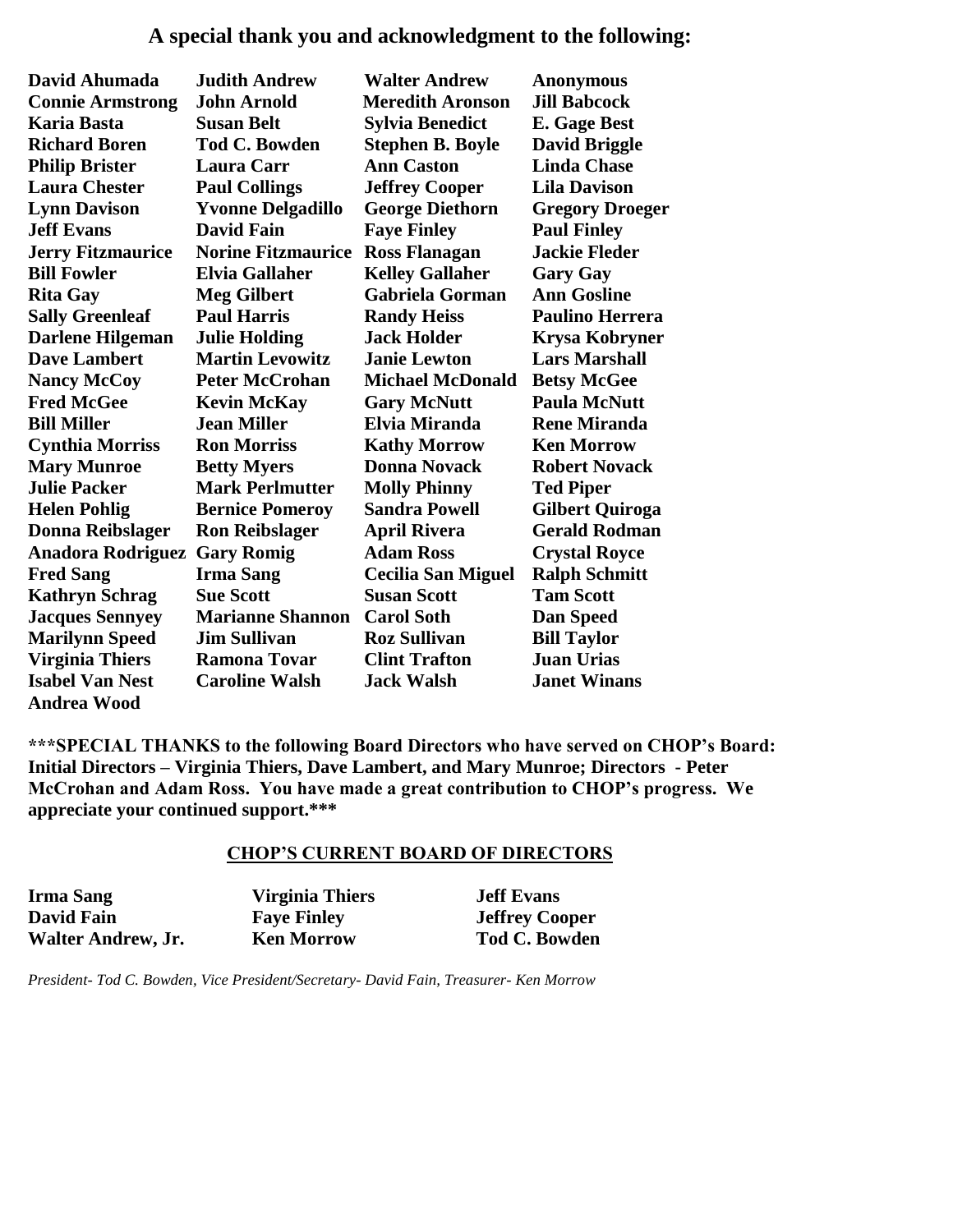## A special thank you and acknowledgment to the following:

| | | | |
|---|---|---|---|
| **David Ahumada** | **Judith Andrew** | **Walter Andrew** | **Anonymous** |
| **Connie Armstrong** | **John Arnold** | **Meredith Aronson** | **Jill Babcock** |
| **Karia Basta** | **Susan Belt** | **Sylvia Benedict** | **E. Gage Best** |
| **Richard Boren** | **Tod C. Bowden** | **Stephen B. Boyle** | **David Briggle** |
| **Philip Brister** | **Laura Carr** | **Ann Caston** | **Linda Chase** |
| **Laura Chester** | **Paul Collings** | **Jeffrey Cooper** | **Lila Davison** |
| **Lynn Davison** | **Yvonne Delgadillo** | **George Diethorn** | **Gregory Droeger** |
| **Jeff Evans** | **David Fain** | **Faye Finley** | **Paul Finley** |
| **Jerry Fitzmaurice** | **Norine Fitzmaurice** | **Ross Flanagan** | **Jackie Fleder** |
| **Bill Fowler** | **Elvia Gallaher** | **Kelley Gallaher** | **Gary Gay** |
| **Rita Gay** | **Meg Gilbert** | **Gabriela Gorman** | **Ann Gosline** |
| **Sally Greenleaf** | **Paul Harris** | **Randy Heiss** | **Paulino Herrera** |
| **Darlene Hilgeman** | **Julie Holding** | **Jack Holder** | **Krysa Kobryner** |
| **Dave Lambert** | **Martin Levowitz** | **Janie Lewton** | **Lars Marshall** |
| **Nancy McCoy** | **Peter McCrohan** | **Michael McDonald** | **Betsy McGee** |
| **Fred McGee** | **Kevin McKay** | **Gary McNutt** | **Paula McNutt** |
| **Bill Miller** | **Jean Miller** | **Elvia Miranda** | **Rene Miranda** |
| **Cynthia Morriss** | **Ron Morriss** | **Kathy Morrow** | **Ken Morrow** |
| **Mary Munroe** | **Betty Myers** | **Donna Novack** | **Robert Novack** |
| **Julie Packer** | **Mark Perlmutter** | **Molly Phinny** | **Ted Piper** |
| **Helen Pohlig** | **Bernice Pomeroy** | **Sandra Powell** | **Gilbert Quiroga** |
| **Donna Reibslager** | **Ron Reibslager** | **April Rivera** | **Gerald Rodman** |
| **Anadora Rodriguez** | **Gary Romig** | **Adam Ross** | **Crystal Royce** |
| **Fred Sang** | **Irma Sang** | **Cecilia San Miguel** | **Ralph Schmitt** |
| **Kathryn Schrag** | **Sue Scott** | **Susan Scott** | **Tam Scott** |
| **Jacques Sennyey** | **Marianne Shannon** | **Carol Soth** | **Dan Speed** |
| **Marilynn Speed** | **Jim Sullivan** | **Roz Sullivan** | **Bill Taylor** |
| **Virginia Thiers** | **Ramona Tovar** | **Clint Trafton** | **Juan Urias** |
| **Isabel Van Nest** | **Caroline Walsh** | **Jack Walsh** | **Janet Winans** |
| **Andrea Wood** | | | |

**\*\*\*SPECIAL THANKS to the following Board Directors who have served on CHOP's Board: Initial Directors – Virginia Thiers, Dave Lambert, and Mary Munroe; Directors - Peter McCrohan and Adam Ross. You have made a great contribution to CHOP's progress. We appreciate your continued support.\*\*\***

### CHOP'S CURRENT BOARD OF DIRECTORS

| | | |
|---|---|---|
| **Irma Sang** | **Virginia Thiers** | **Jeff Evans** |
| **David Fain** | **Faye Finley** | **Jeffrey Cooper** |
| **Walter Andrew, Jr.** | **Ken Morrow** | **Tod C. Bowden** |

*President- Tod C. Bowden, Vice President/Secretary- David Fain, Treasurer- Ken Morrow*